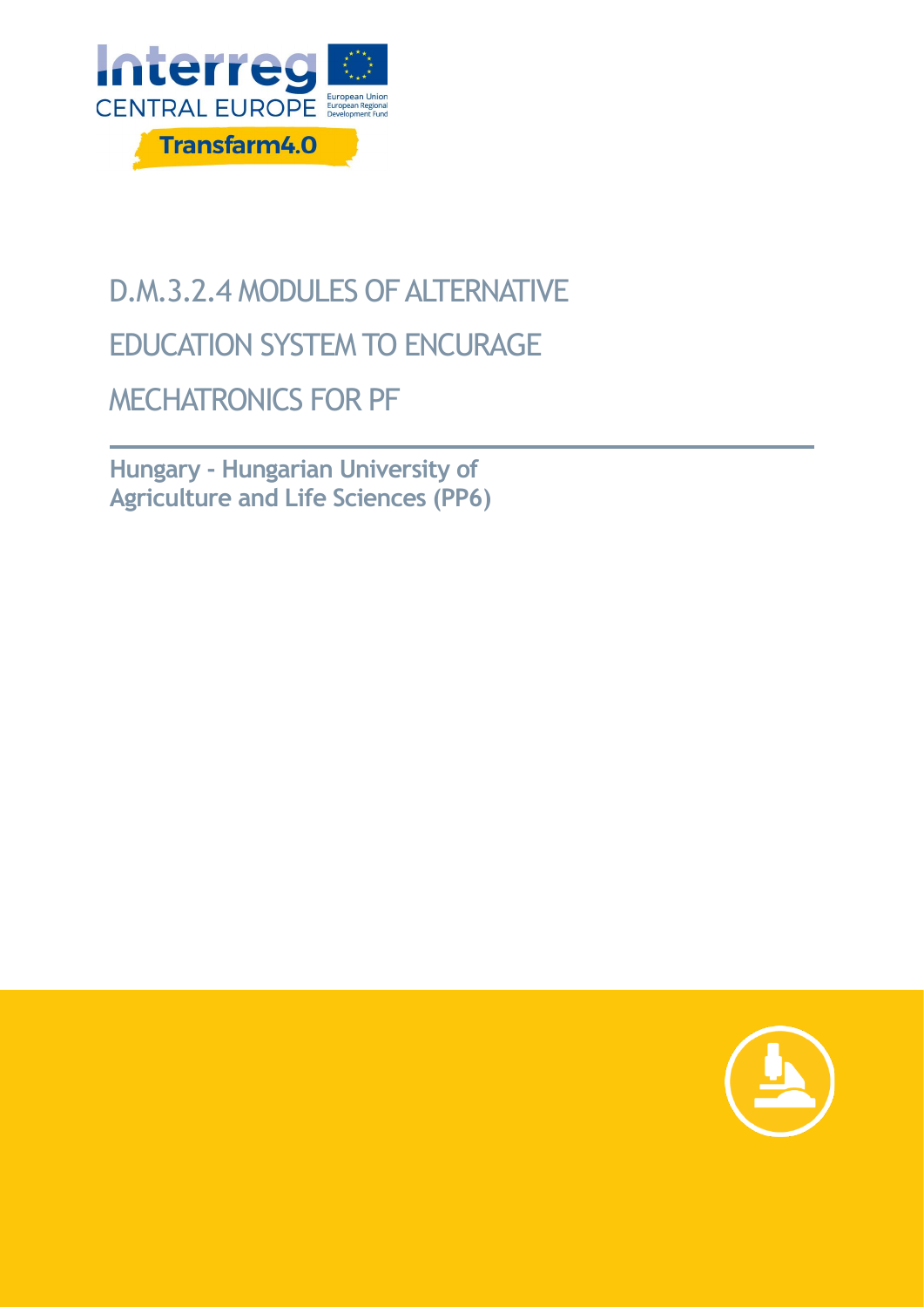Interreg CENTRAL EUROPE

European Union
European Regional Development Fund

**Transfarm4.0**

# D.M.3.2.4 MODULES OF ALTERNATIVE EDUCATION SYSTEM TO ENCURAGE MECHATRONICS FOR PF

**Hungary - Hungarian University of Agriculture and Life Sciences (PP6)**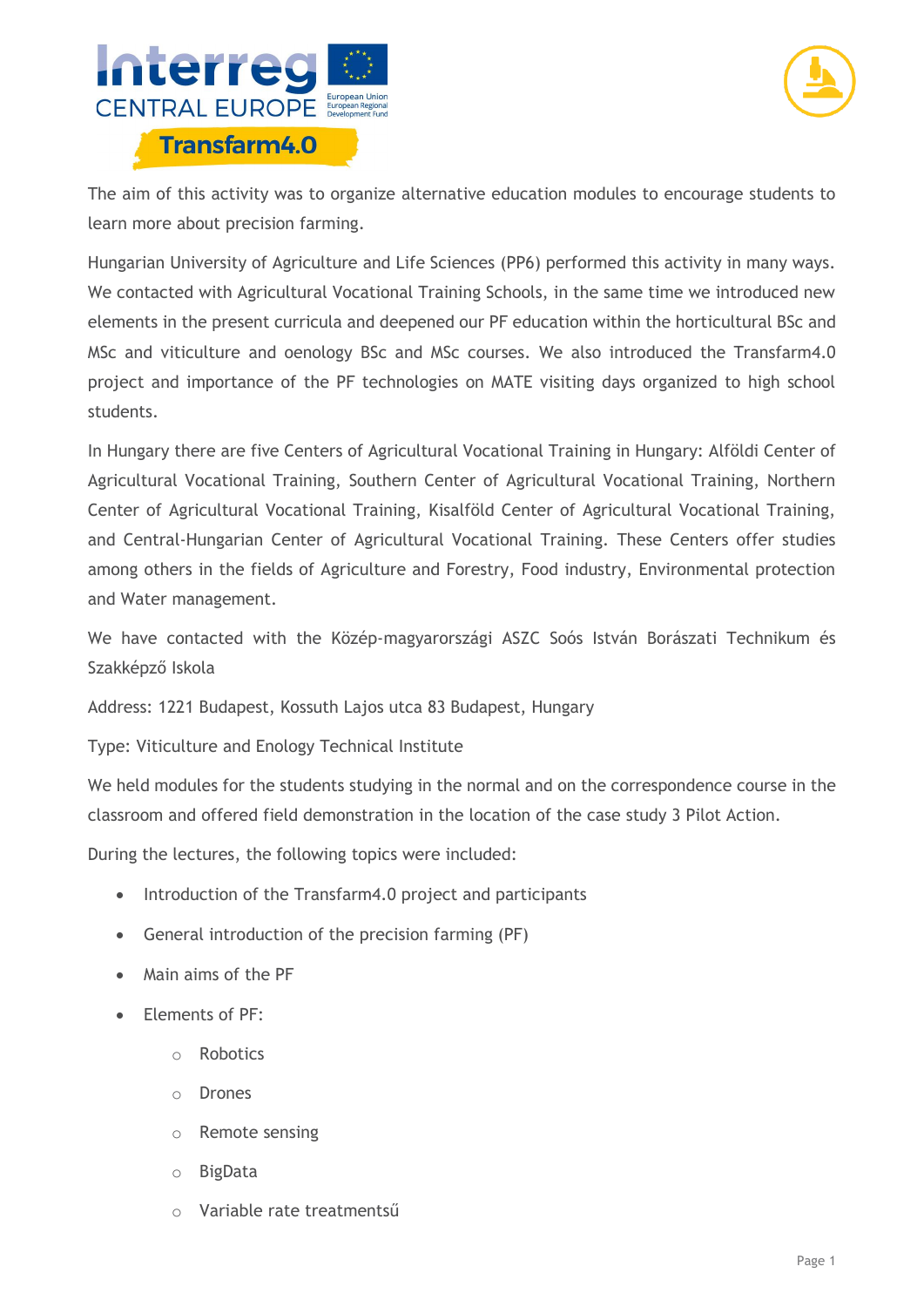The aim of this activity was to organize alternative education modules to encourage students to learn more about precision farming.

Hungarian University of Agriculture and Life Sciences (PP6) performed this activity in many ways. We contacted with Agricultural Vocational Training Schools, in the same time we introduced new elements in the present curricula and deepened our PF education within the horticultural BSc and MSc and viticulture and oenology BSc and MSc courses. We also introduced the Transfarm4.0 project and importance of the PF technologies on MATE visiting days organized to high school students.

In Hungary there are five Centers of Agricultural Vocational Training in Hungary: Alföldi Center of Agricultural Vocational Training, Southern Center of Agricultural Vocational Training, Northern Center of Agricultural Vocational Training, Kisalföld Center of Agricultural Vocational Training, and Central-Hungarian Center of Agricultural Vocational Training. These Centers offer studies among others in the fields of Agriculture and Forestry, Food industry, Environmental protection and Water management.

We have contacted with the Közép-magyarországi ASZC Soós István Borászati Technikum és Szakképző Iskola

Address: 1221 Budapest, Kossuth Lajos utca 83 Budapest, Hungary

Type: Viticulture and Enology Technical Institute

We held modules for the students studying in the normal and on the correspondence course in the classroom and offered field demonstration in the location of the case study 3 Pilot Action.

During the lectures, the following topics were included:

- Introduction of the Transfarm4.0 project and participants
- General introduction of the precision farming (PF)
- Main aims of the PF
- Elements of PF:
    - Robotics
    - Drones
    - Remote sensing
    - BigData
    - Variable rate treatmentsű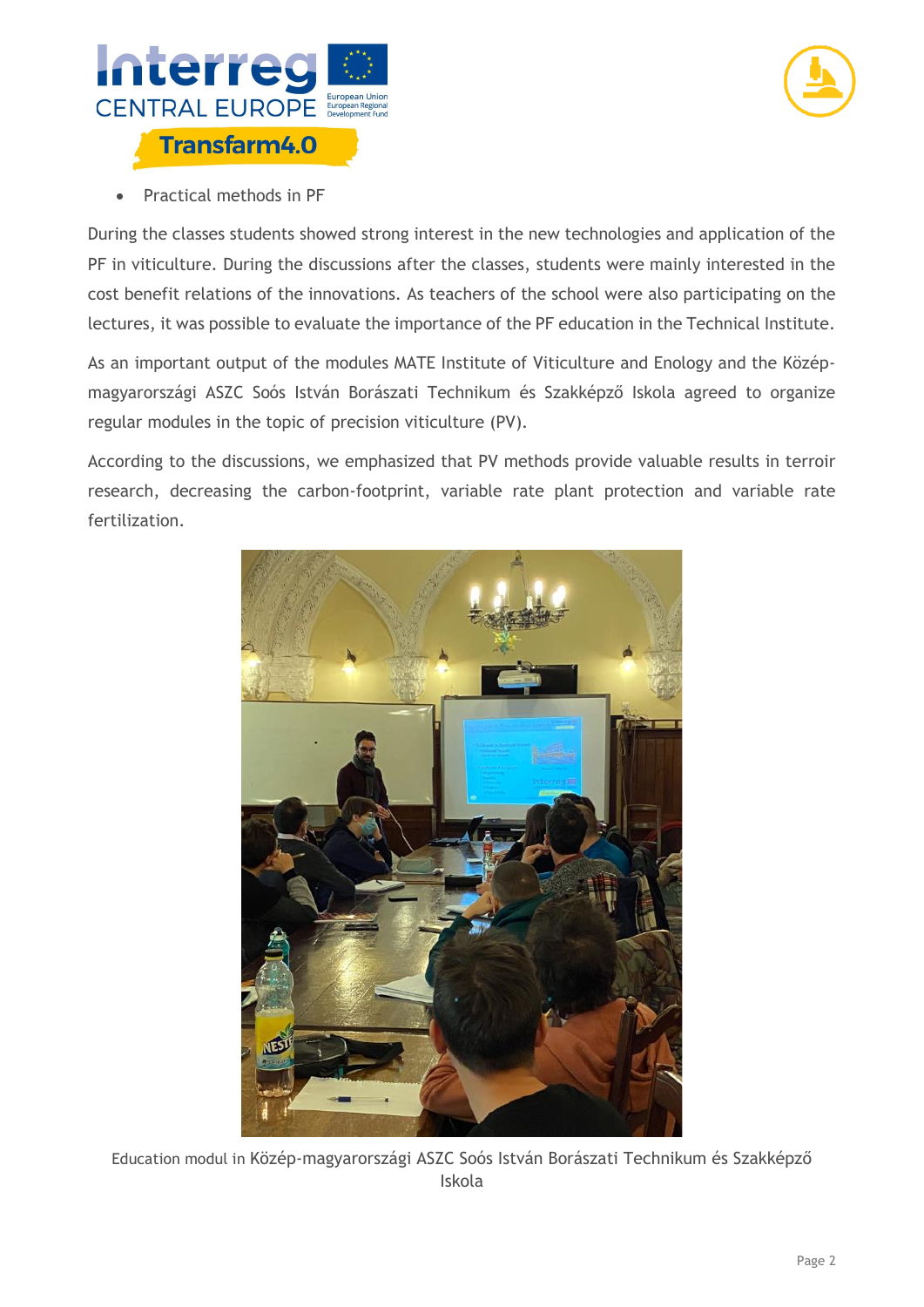- Practical methods in PF

During the classes students showed strong interest in the new technologies and application of the PF in viticulture. During the discussions after the classes, students were mainly interested in the cost benefit relations of the innovations. As teachers of the school were also participating on the lectures, it was possible to evaluate the importance of the PF education in the Technical Institute.

As an important output of the modules MATE Institute of Viticulture and Enology and the Közép-magyarországi ASZC Soós István Borászati Technikum és Szakképző Iskola agreed to organize regular modules in the topic of precision viticulture (PV).

According to the discussions, we emphasized that PV methods provide valuable results in terroir research, decreasing the carbon-footprint, variable rate plant protection and variable rate fertilization.

Education modul in Közép-magyarországi ASZC Soós István Borászati Technikum és Szakképző Iskola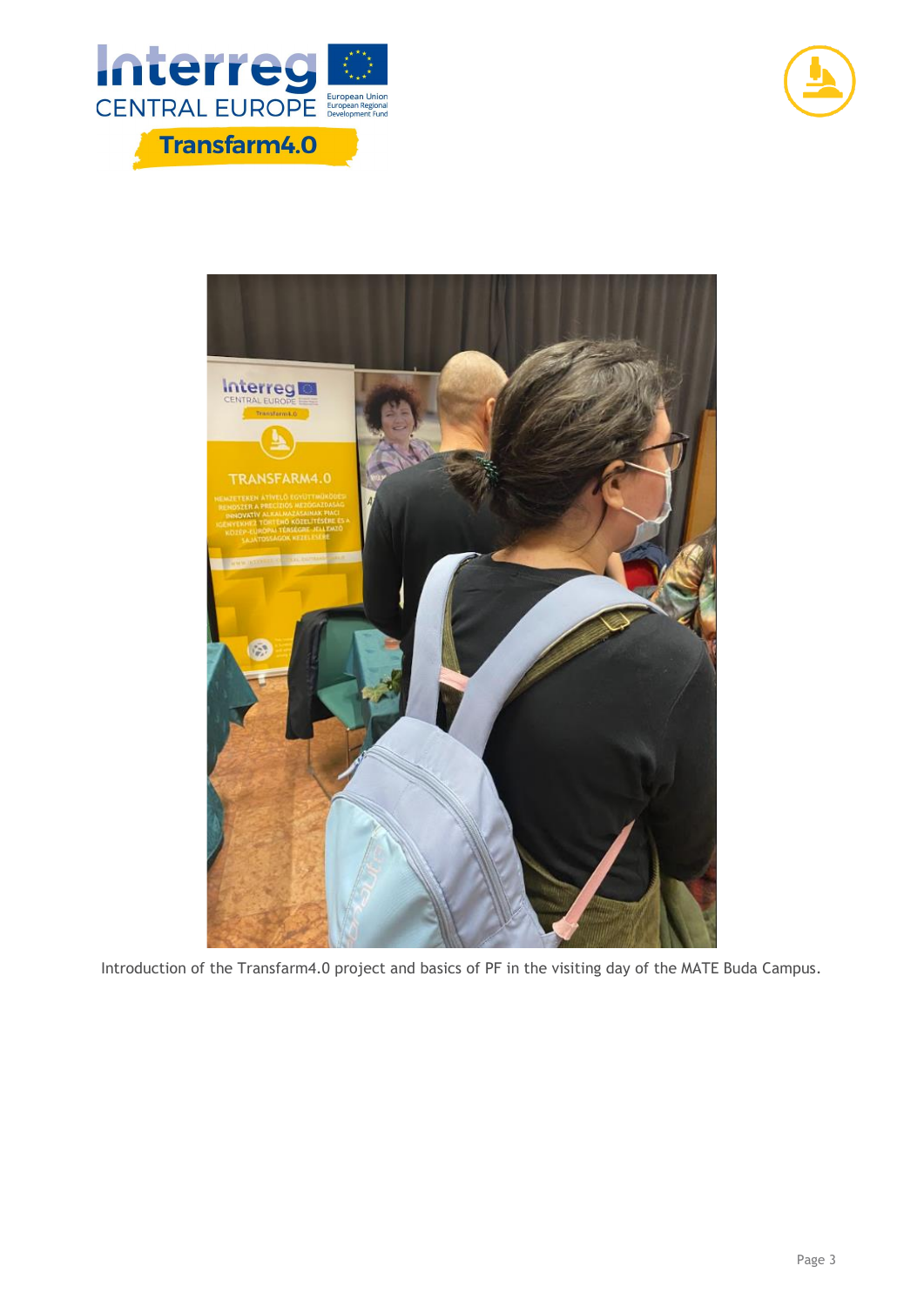Introduction of the Transfarm4.0 project and basics of PF in the visiting day of the MATE Buda Campus.